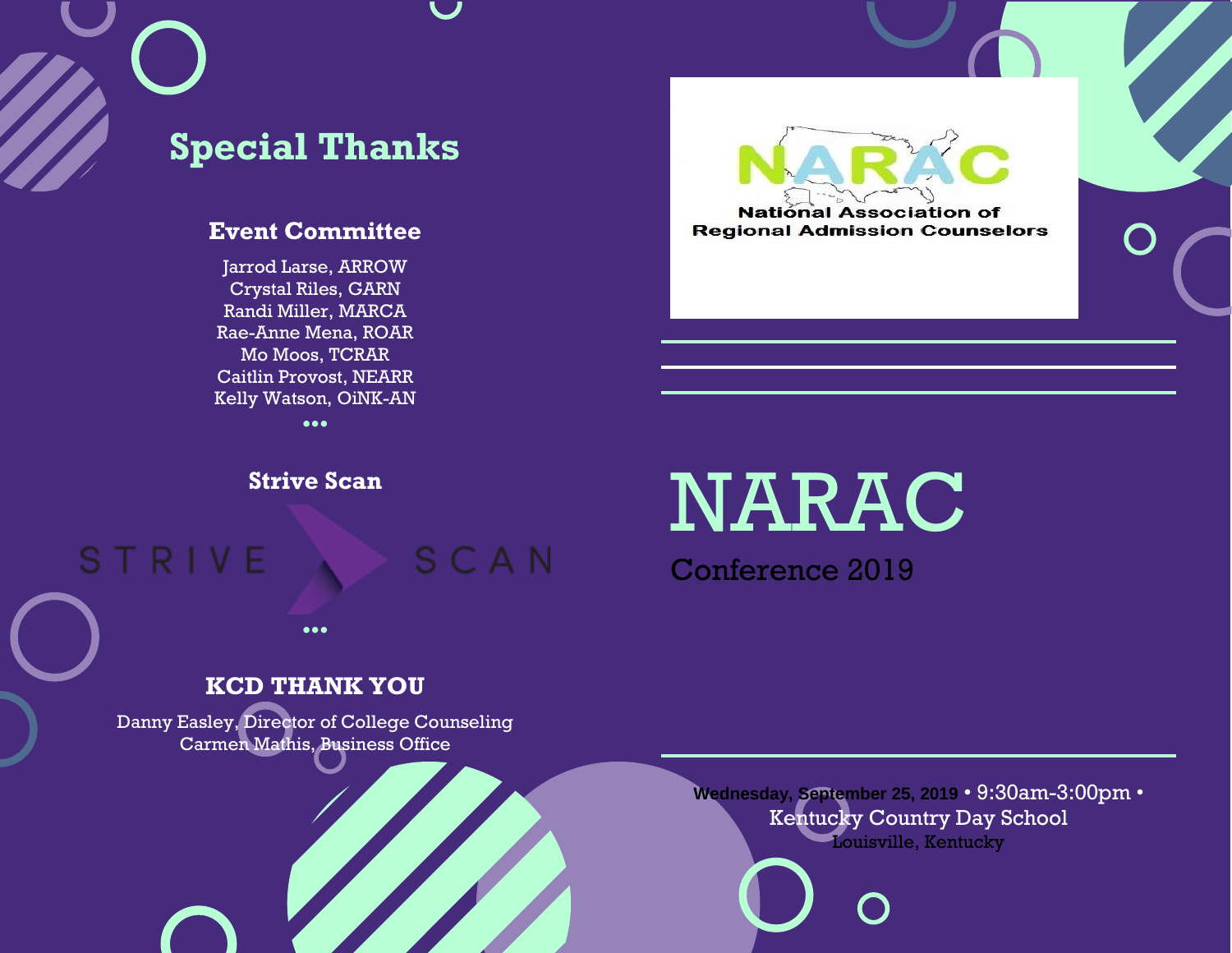## Special Thanks

### Event Committee

Jarrod Larse, ARROW
Crystal Riles, GARN
Randi Miller, MARCA
Rae-Anne Mena, ROAR
Mo Moos, TCRAR
Caitlin Provost, NEARR
Kelly Watson, OiNK-AN

•••

### Strive Scan

STRIVE SCAN

•••

### KCD THANK YOU

Danny Easley, Director of College Counseling
Carmen Mathis, Business Office

NARAC
National Association of Regional Admission Counselors

# NARAC

Conference 2019

Wednesday, September 25, 2019 • 9:30am-3:00pm •
Kentucky Country Day School
Louisville, Kentucky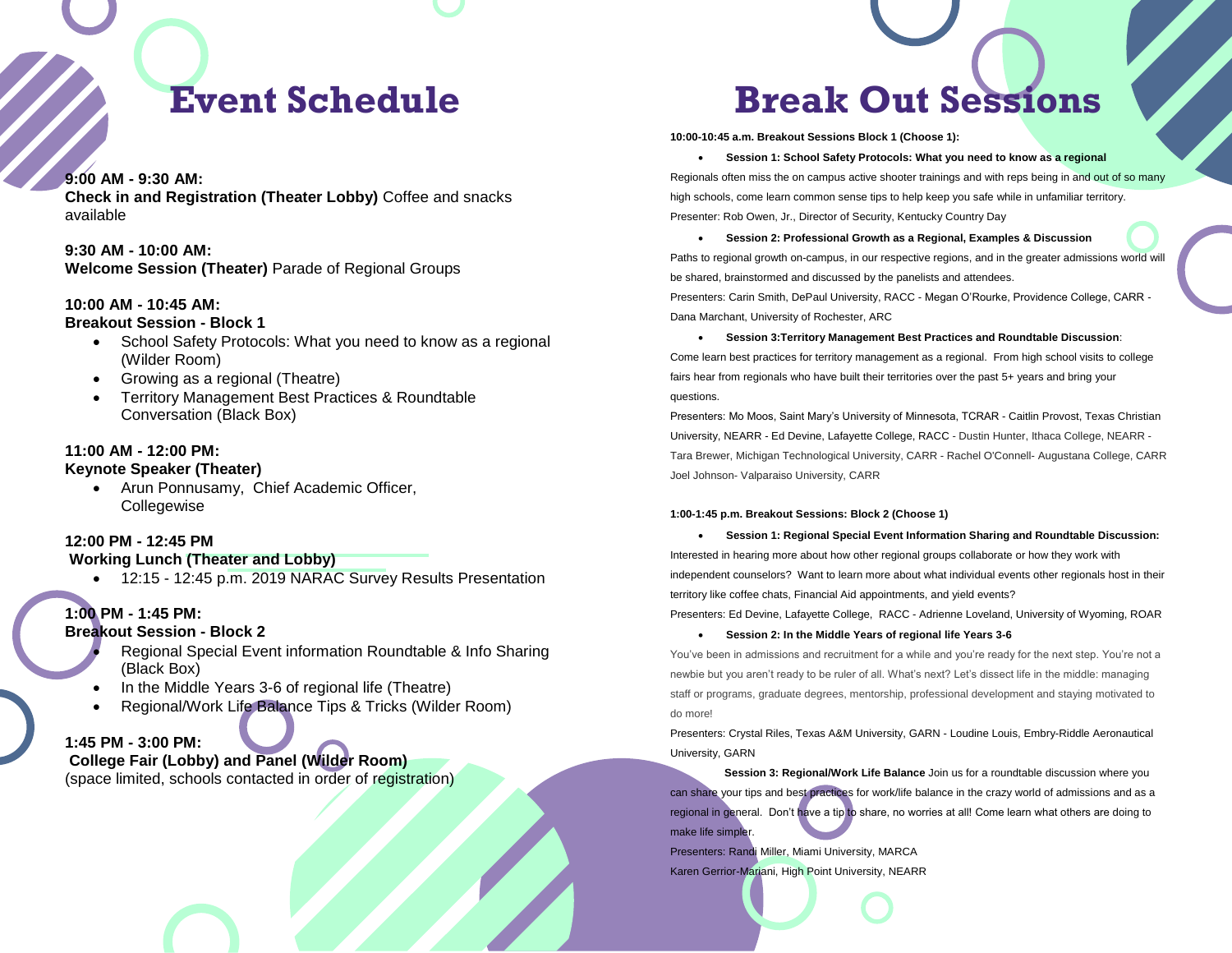# Event Schedule

**9:00 AM - 9:30 AM:**
**Check in and Registration (Theater Lobby)** Coffee and snacks available

**9:30 AM - 10:00 AM:**
**Welcome Session (Theater)** Parade of Regional Groups

**10:00 AM - 10:45 AM:**
**Breakout Session - Block 1**

- School Safety Protocols: What you need to know as a regional (Wilder Room)
- Growing as a regional (Theatre)
- Territory Management Best Practices & Roundtable Conversation (Black Box)

**11:00 AM - 12:00 PM:**
**Keynote Speaker (Theater)**

- Arun Ponnusamy, Chief Academic Officer, Collegewise

**12:00 PM - 12:45 PM**
**Working Lunch (Theater and Lobby)**

- 12:15 - 12:45 p.m. 2019 NARAC Survey Results Presentation

**1:00 PM - 1:45 PM:**
**Breakout Session - Block 2**

- Regional Special Event information Roundtable & Info Sharing (Black Box)
- In the Middle Years 3-6 of regional life (Theatre)
- Regional/Work Life Balance Tips & Tricks (Wilder Room)

**1:45 PM - 3:00 PM:**
**College Fair (Lobby) and Panel (Wilder Room)**
(space limited, schools contacted in order of registration)

# Break Out Sessions

**10:00-10:45 a.m. Breakout Sessions Block 1 (Choose 1):**

- **Session 1: School Safety Protocols: What you need to know as a regional**

Regionals often miss the on campus active shooter trainings and with reps being in and out of so many high schools, come learn common sense tips to help keep you safe while in unfamiliar territory.
Presenter: Rob Owen, Jr., Director of Security, Kentucky Country Day

- **Session 2: Professional Growth as a Regional, Examples & Discussion**

Paths to regional growth on-campus, in our respective regions, and in the greater admissions world will be shared, brainstormed and discussed by the panelists and attendees.
Presenters: Carin Smith, DePaul University, RACC - Megan O'Rourke, Providence College, CARR - Dana Marchant, University of Rochester, ARC

- **Session 3:Territory Management Best Practices and Roundtable Discussion**:

Come learn best practices for territory management as a regional. From high school visits to college fairs hear from regionals who have built their territories over the past 5+ years and bring your questions.
Presenters: Mo Moos, Saint Mary's University of Minnesota, TCRAR - Caitlin Provost, Texas Christian University, NEARR - Ed Devine, Lafayette College, RACC - Dustin Hunter, Ithaca College, NEARR - Tara Brewer, Michigan Technological University, CARR - Rachel O'Connell- Augustana College, CARR Joel Johnson- Valparaiso University, CARR

**1:00-1:45 p.m. Breakout Sessions: Block 2 (Choose 1)**

- **Session 1: Regional Special Event Information Sharing and Roundtable Discussion:**

Interested in hearing more about how other regional groups collaborate or how they work with independent counselors? Want to learn more about what individual events other regionals host in their territory like coffee chats, Financial Aid appointments, and yield events?
Presenters: Ed Devine, Lafayette College, RACC - Adrienne Loveland, University of Wyoming, ROAR

- **Session 2: In the Middle Years of regional life Years 3-6**

You've been in admissions and recruitment for a while and you're ready for the next step. You're not a newbie but you aren't ready to be ruler of all. What's next? Let's dissect life in the middle: managing staff or programs, graduate degrees, mentorship, professional development and staying motivated to do more!
Presenters: Crystal Riles, Texas A&M University, GARN - Loudine Louis, Embry-Riddle Aeronautical University, GARN

**Session 3: Regional/Work Life Balance** Join us for a roundtable discussion where you can share your tips and best practices for work/life balance in the crazy world of admissions and as a regional in general. Don't have a tip to share, no worries at all! Come learn what others are doing to make life simpler.
Presenters: Randi Miller, Miami University, MARCA
Karen Gerrior-Mariani, High Point University, NEARR